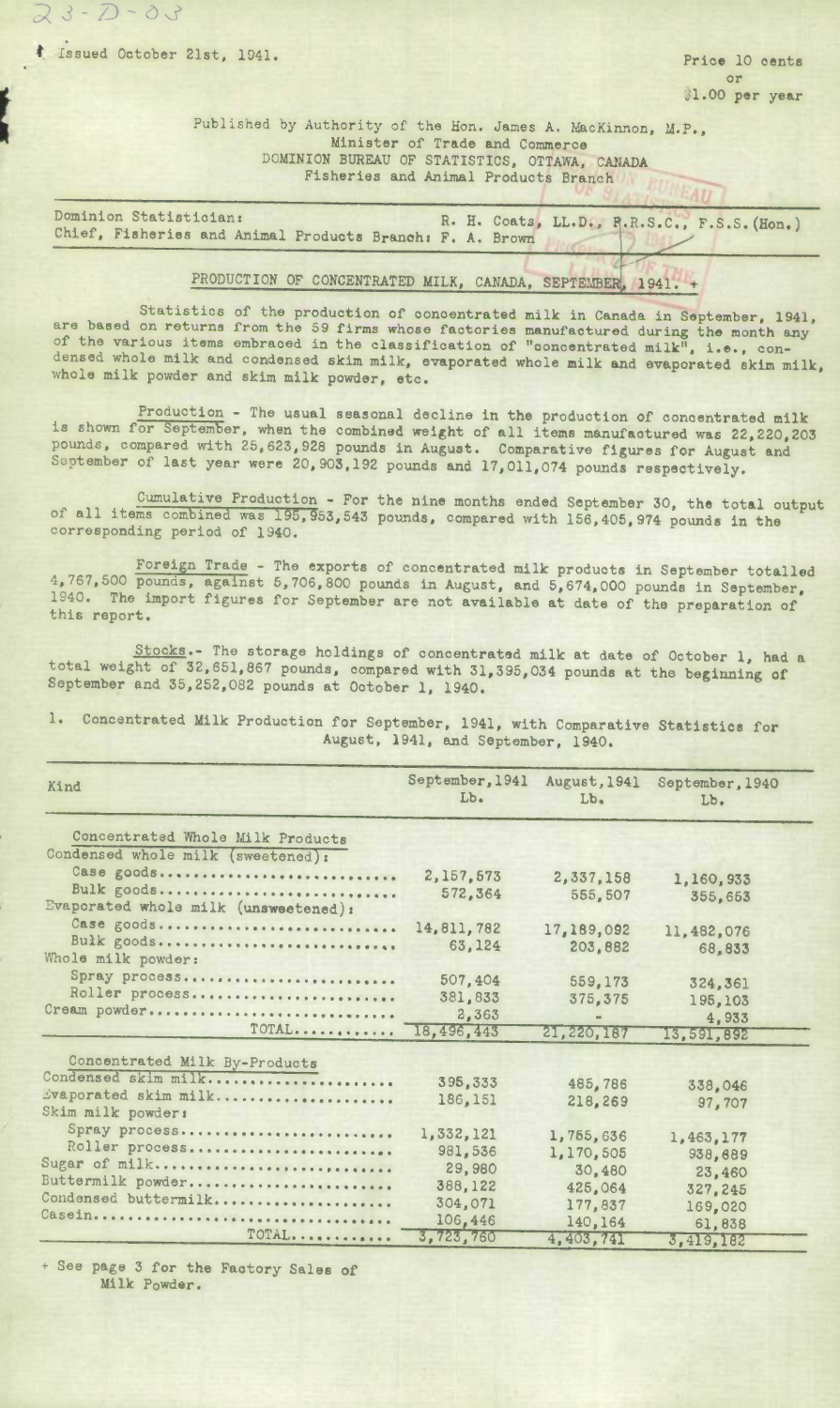23-D-03

Issued October 21st, 1941.

Price 10 cents
or
$1.00 per year

Published by Authority of the Hon. James A. MacKinnon, M.P.,
Minister of Trade and Commerce
DOMINION BUREAU OF STATISTICS, OTTAWA, CANADA
Fisheries and Animal Products Branch

Dominion Statistician: R. H. Coats, LL.D., F.R.S.C., F.S.S.(Hon.)
Chief, Fisheries and Animal Products Branch: F. A. Brown

## PRODUCTION OF CONCENTRATED MILK, CANADA, SEPTEMBER, 1941. +

Statistics of the production of concentrated milk in Canada in September, 1941, are based on returns from the 59 firms whose factories manufactured during the month any of the various items embraced in the classification of "concentrated milk", i.e., condensed whole milk and condensed skim milk, evaporated whole milk and evaporated skim milk, whole milk powder and skim milk powder, etc.

Production - The usual seasonal decline in the production of concentrated milk is shown for September, when the combined weight of all items manufactured was 22,220,203 pounds, compared with 25,623,928 pounds in August. Comparative figures for August and September of last year were 20,903,192 pounds and 17,011,074 pounds respectively.

Cumulative Production - For the nine months ended September 30, the total output of all items combined was 195,953,543 pounds, compared with 156,405,974 pounds in the corresponding period of 1940.

Foreign Trade - The exports of concentrated milk products in September totalled 4,767,500 pounds, against 5,706,800 pounds in August, and 5,674,000 pounds in September, 1940. The import figures for September are not available at date of the preparation of this report.

Stocks.- The storage holdings of concentrated milk at date of October 1, had a total weight of 32,651,867 pounds, compared with 31,395,034 pounds at the beginning of September and 35,252,082 pounds at October 1, 1940.

1. Concentrated Milk Production for September, 1941, with Comparative Statistics for August, 1941, and September, 1940.

| Kind | September, 1941 Lb. | August, 1941 Lb. | September, 1940 Lb. |
|---|---|---|---|
| Concentrated Whole Milk Products | | | |
| Condensed whole milk (sweetened): | | | |
| Case goods | 2,157,573 | 2,337,158 | 1,160,933 |
| Bulk goods | 572,364 | 555,507 | 355,653 |
| Evaporated whole milk (unsweetened): | | | |
| Case goods | 14,811,782 | 17,189,092 | 11,482,076 |
| Bulk goods | 63,124 | 203,882 | 68,833 |
| Whole milk powder: | | | |
| Spray process | 507,404 | 559,173 | 324,361 |
| Roller process | 381,833 | 375,375 | 195,103 |
| Cream powder | 2,363 | - | 4,933 |
| TOTAL | 18,496,443 | 21,220,187 | 13,591,892 |
| Concentrated Milk By-Products | | | |
| Condensed skim milk | 395,333 | 485,786 | 338,046 |
| Evaporated skim milk | 186,151 | 218,269 | 97,707 |
| Skim milk powder: | | | |
| Spray process | 1,332,121 | 1,765,636 | 1,463,177 |
| Roller process | 981,536 | 1,170,505 | 938,689 |
| Sugar of milk | 29,980 | 30,480 | 23,460 |
| Buttermilk powder | 388,122 | 425,064 | 327,245 |
| Condensed buttermilk | 304,071 | 177,837 | 169,020 |
| Casein | 106,446 | 140,164 | 61,838 |
| TOTAL | 3,723,760 | 4,403,741 | 3,419,182 |

+ See page 3 for the Factory Sales of Milk Powder.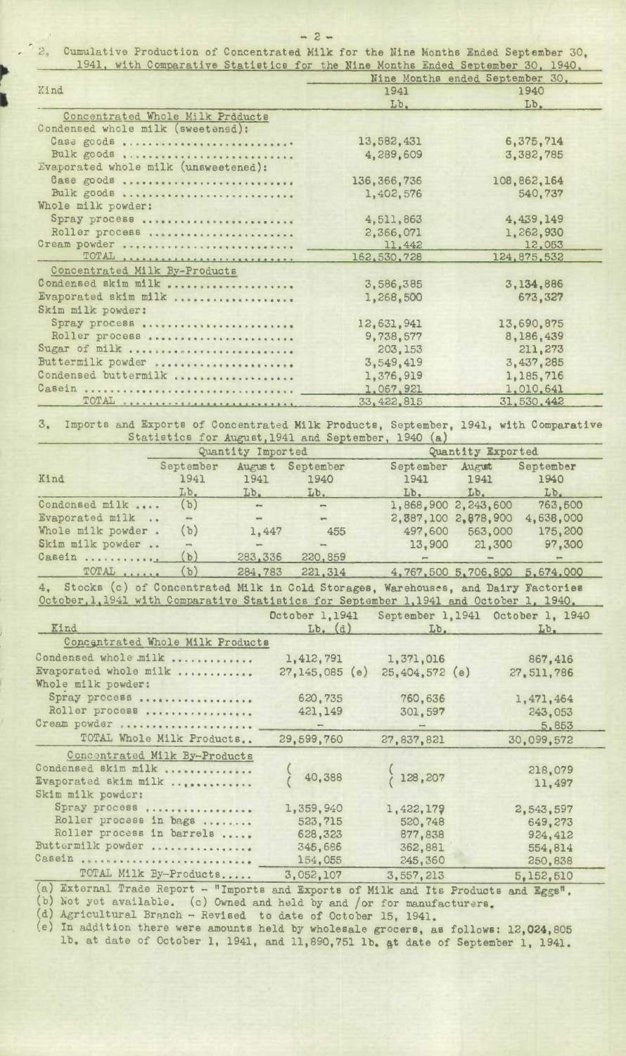2. Cumulative Production of Concentrated Milk for the Nine Months Ended September 30, 1941, with Comparative Statistics for the Nine Months Ended September 30, 1940.

| Kind | Nine Months ended September 30, 1941 | 1940 |
|---|---|---|
| | Lb. | Lb. |
| **Concentrated Whole Milk Products** | | |
| Condensed whole milk (sweetened): | | |
| Case goods | 13,582,431 | 6,375,714 |
| Bulk goods | 4,289,609 | 3,382,785 |
| Evaporated whole milk (unsweetened): | | |
| Case goods | 136,366,736 | 108,862,164 |
| Bulk goods | 1,402,576 | 540,737 |
| Whole milk powder: | | |
| Spray process | 4,511,863 | 4,439,149 |
| Roller process | 2,366,071 | 1,262,930 |
| Cream powder | 11,442 | 12,053 |
| TOTAL | 162,530,728 | 124,875,532 |
| **Concentrated Milk By-Products** | | |
| Condensed skim milk | 3,586,385 | 3,134,886 |
| Evaporated skim milk | 1,268,500 | 673,327 |
| Skim milk powder: | | |
| Spray process | 12,631,941 | 13,690,875 |
| Roller process | 9,738,577 | 8,186,439 |
| Sugar of milk | 203,153 | 211,273 |
| Buttermilk powder | 3,549,419 | 3,437,285 |
| Condensed buttermilk | 1,376,919 | 1,185,716 |
| Casein | 1,067,921 | 1,010,641 |
| TOTAL | 33,422,815 | 31,530,442 |

3. Imports and Exports of Concentrated Milk Products, September, 1941, with Comparative Statistics for August, 1941 and September, 1940 (a)

| Kind | Quantity Imported | | | Quantity Exported | | |
|---|---|---|---|---|---|---|
| | September 1941 | August 1941 | September 1940 | September 1941 | August 1941 | September 1940 |
| | Lb. | Lb. | Lb. | Lb. | Lb. | Lb. |
| Condensed milk | (b) | - | - | 1,868,900 | 2,243,600 | 763,500 |
| Evaporated milk | - | - | - | 2,387,100 | 2,878,900 | 4,638,000 |
| Whole milk powder | (b) | 1,447 | 455 | 497,600 | 563,000 | 175,200 |
| Skim milk powder | - | - | - | 13,900 | 21,300 | 97,300 |
| Casein | (b) | 283,336 | 220,859 | - | - | - |
| TOTAL | (b) | 284,783 | 221,314 | 4,767,500 | 5,706,800 | 5,674,000 |

4. Stocks (c) of Concentrated Milk in Cold Storages, Warehouses, and Dairy Factories October, 1, 1941 with Comparative Statistics for September 1, 1941 and October 1, 1940.

| Kind | October 1, 1941 | September 1, 1941 | October 1, 1940 |
|---|---|---|---|
| | Lb. (d) | Lb. | Lb. |
| **Concentrated Whole Milk Products** | | | |
| Condensed whole milk | 1,412,791 | 1,371,016 | 867,416 |
| Evaporated whole milk | 27,145,085 (e) | 25,404,572 (e) | 27,511,786 |
| Whole milk powder: | | | |
| Spray process | 620,735 | 760,636 | 1,471,464 |
| Roller process | 421,149 | 301,597 | 243,053 |
| Cream powder | - | - | 5,853 |
| TOTAL Whole Milk Products | 29,599,760 | 27,837,821 | 30,099,572 |
| **Concentrated Milk By-Products** | | | |
| Condensed skim milk | 40,388 | 128,207 | 218,079 |
| Evaporated skim milk | | | 11,497 |
| Skim milk powder: | | | |
| Spray process | 1,359,940 | 1,422,179 | 2,543,597 |
| Roller process in bags | 523,715 | 520,748 | 649,273 |
| Roller process in barrels | 628,323 | 877,838 | 924,412 |
| Buttermilk powder | 345,686 | 362,881 | 554,814 |
| Casein | 154,055 | 245,360 | 250,838 |
| TOTAL Milk By-Products | 3,052,107 | 3,557,213 | 5,152,510 |

(a) External Trade Report - "Imports and Exports of Milk and Its Products and Eggs".
(b) Not yet available. (c) Owned and held by and /or for manufacturers.
(d) Agricultural Branch - Revised to date of October 15, 1941.
(e) In addition there were amounts held by wholesale grocers, as follows: 12,024,805 lb. at date of October 1, 1941, and 11,890,751 lb. at date of September 1, 1941.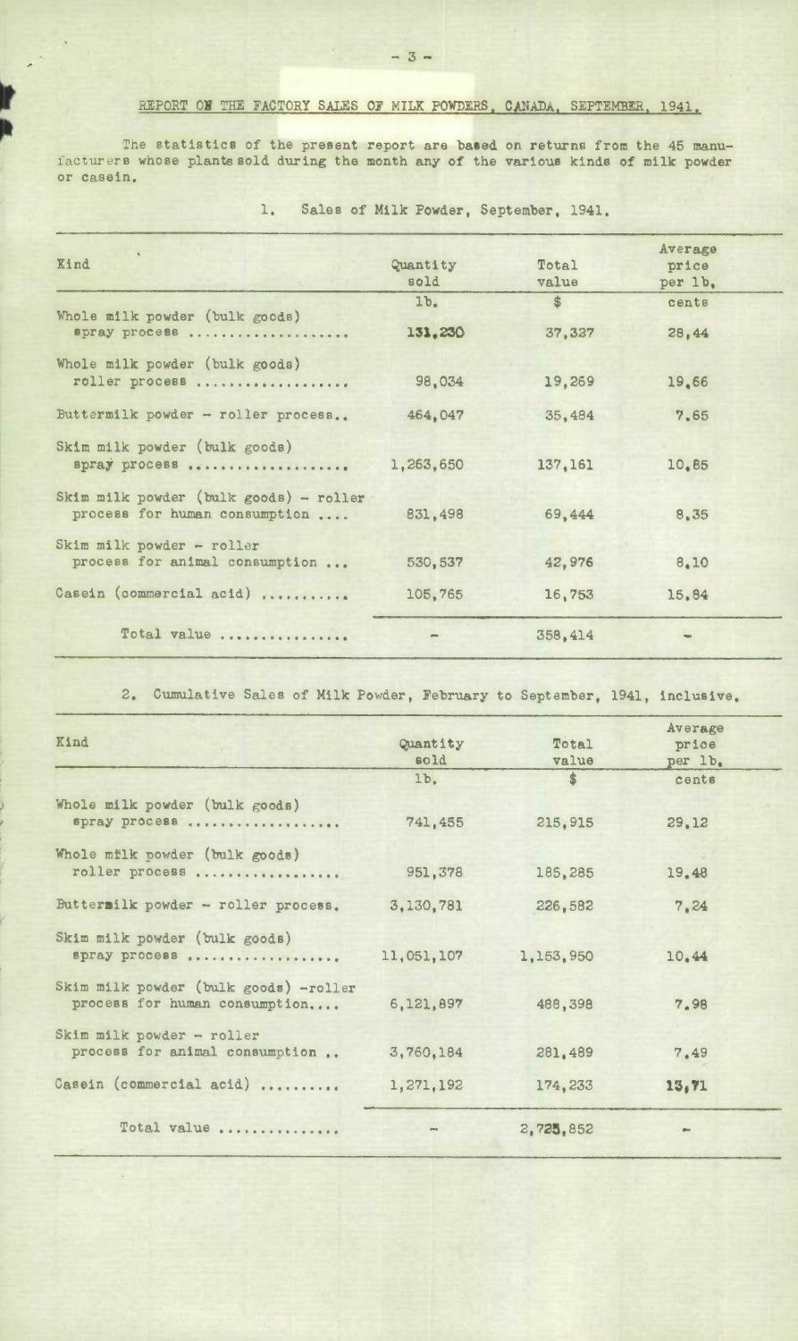## REPORT ON THE FACTORY SALES OF MILK POWDERS, CANADA, SEPTEMBER, 1941.

The statistics of the present report are based on returns from the 45 manufacturers whose plants sold during the month any of the various kinds of milk powder or casein.

1. Sales of Milk Powder, September, 1941.

| Kind | Quantity sold | Total value | Average price per lb. |
|---|---|---|---|
| | lb. | $ | cents |
| Whole milk powder (bulk goods) spray process .................... | 131,230 | 37,327 | 28.44 |
| Whole milk powder (bulk goods) roller process .................. | 98,034 | 19,269 | 19.66 |
| Buttermilk powder - roller process.. | 464,047 | 35,484 | 7.65 |
| Skim milk powder (bulk goods) spray process .................... | 1,263,650 | 137,161 | 10.85 |
| Skim milk powder (bulk goods) - roller process for human consumption .... | 831,498 | 69,444 | 8.35 |
| Skim milk powder - roller process for animal consumption ... | 530,537 | 42,976 | 8.10 |
| Casein (commercial acid) .......... | 105,765 | 16,753 | 15.84 |
| Total value ................ | - | 358,414 | - |

2. Cumulative Sales of Milk Powder, February to September, 1941, inclusive.

| Kind | Quantity sold | Total value | Average price per lb. |
|---|---|---|---|
| | lb. | $ | cents |
| Whole milk powder (bulk goods) spray process .................. | 741,455 | 215,915 | 29.12 |
| Whole milk powder (bulk goods) roller process ................. | 951,378 | 185,285 | 19.48 |
| Buttermilk powder - roller process. | 3,130,781 | 226,582 | 7.24 |
| Skim milk powder (bulk goods) spray process .................. | 11,051,107 | 1,153,950 | 10.44 |
| Skim milk powder (bulk goods) -roller process for human consumption.... | 6,121,897 | 488,398 | 7.98 |
| Skim milk powder - roller process for animal consumption .. | 3,760,184 | 281,489 | 7.49 |
| Casein (commercial acid) ......... | 1,271,192 | 174,233 | 13.71 |
| Total value .............. | - | 2,725,852 | - |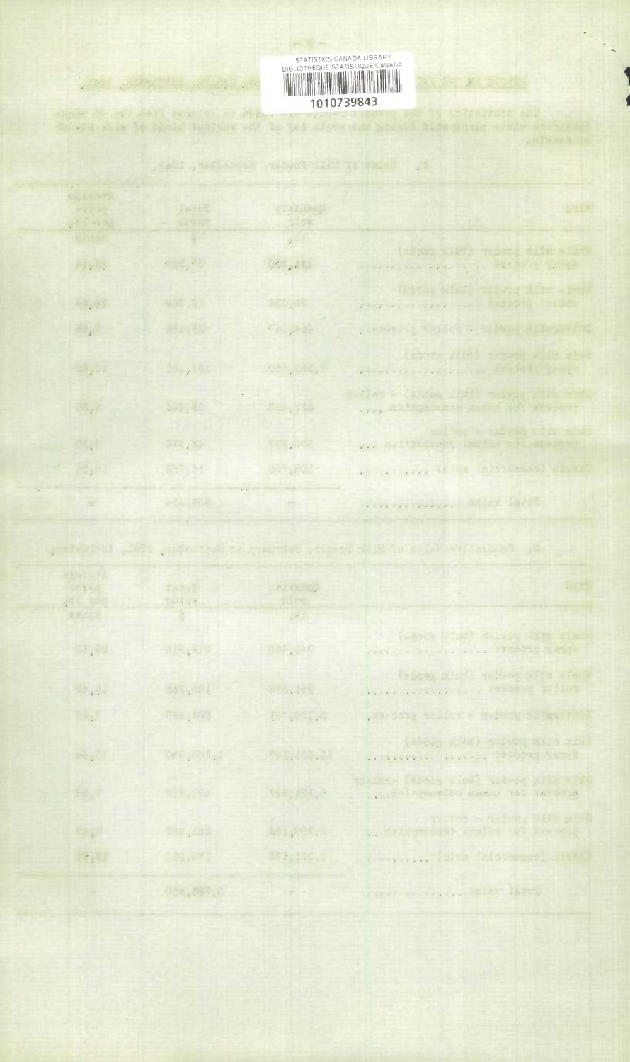STATISTICS CANADA LIBRARY
BIBLIOTHÈQUE STATISTIQUE CANADA

1010739843